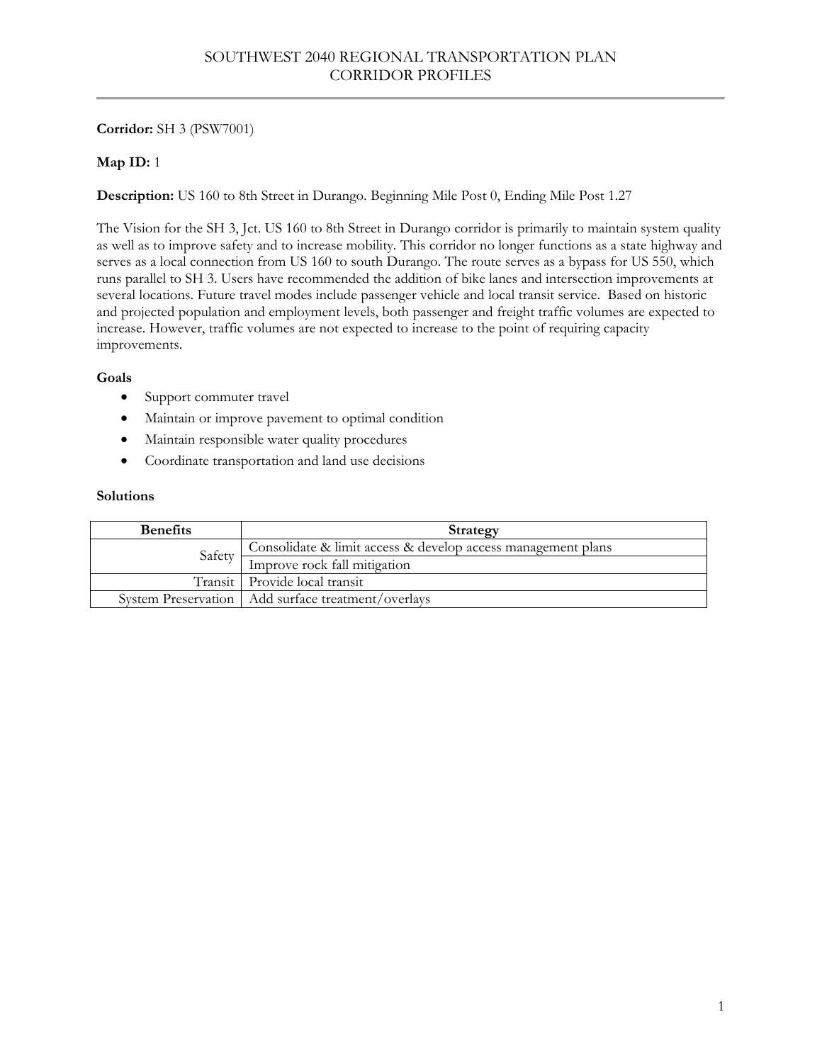**Corridor:** SH 3 (PSW7001)

**Map ID:** 1

**Description:** US 160 to 8th Street in Durango. Beginning Mile Post 0, Ending Mile Post 1.27

The Vision for the SH 3, Jct. US 160 to 8th Street in Durango corridor is primarily to maintain system quality as well as to improve safety and to increase mobility. This corridor no longer functions as a state highway and serves as a local connection from US 160 to south Durango. The route serves as a bypass for US 550, which runs parallel to SH 3. Users have recommended the addition of bike lanes and intersection improvements at several locations. Future travel modes include passenger vehicle and local transit service. Based on historic and projected population and employment levels, both passenger and freight traffic volumes are expected to increase. However, traffic volumes are not expected to increase to the point of requiring capacity improvements.

### Goals

- Support commuter travel
- Maintain or improve pavement to optimal condition
- Maintain responsible water quality procedures
- Coordinate transportation and land use decisions

### Solutions

| Benefits | Strategy |
|---|---|
| Safety | Consolidate & limit access & develop access management plans |
| | Improve rock fall mitigation |
| Transit | Provide local transit |
| System Preservation | Add surface treatment/overlays |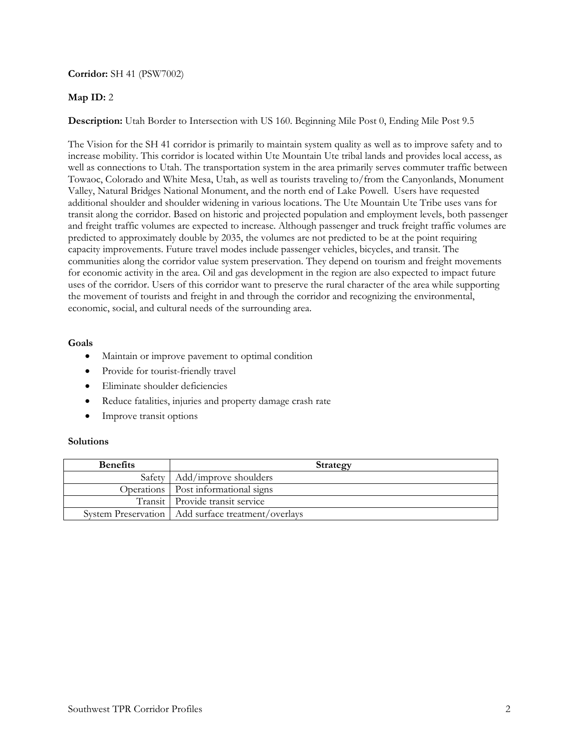**Corridor:** SH 41 (PSW7002)

**Map ID:** 2

**Description:** Utah Border to Intersection with US 160. Beginning Mile Post 0, Ending Mile Post 9.5

The Vision for the SH 41 corridor is primarily to maintain system quality as well as to improve safety and to increase mobility. This corridor is located within Ute Mountain Ute tribal lands and provides local access, as well as connections to Utah. The transportation system in the area primarily serves commuter traffic between Towaoc, Colorado and White Mesa, Utah, as well as tourists traveling to/from the Canyonlands, Monument Valley, Natural Bridges National Monument, and the north end of Lake Powell. Users have requested additional shoulder and shoulder widening in various locations. The Ute Mountain Ute Tribe uses vans for transit along the corridor. Based on historic and projected population and employment levels, both passenger and freight traffic volumes are expected to increase. Although passenger and truck freight traffic volumes are predicted to approximately double by 2035, the volumes are not predicted to be at the point requiring capacity improvements. Future travel modes include passenger vehicles, bicycles, and transit. The communities along the corridor value system preservation. They depend on tourism and freight movements for economic activity in the area. Oil and gas development in the region are also expected to impact future uses of the corridor. Users of this corridor want to preserve the rural character of the area while supporting the movement of tourists and freight in and through the corridor and recognizing the environmental, economic, social, and cultural needs of the surrounding area.

**Goals**

- Maintain or improve pavement to optimal condition
- Provide for tourist-friendly travel
- Eliminate shoulder deficiencies
- Reduce fatalities, injuries and property damage crash rate
- Improve transit options

**Solutions**

| Benefits | Strategy |
|---|---|
| Safety | Add/improve shoulders |
| Operations | Post informational signs |
| Transit | Provide transit service |
| System Preservation | Add surface treatment/overlays |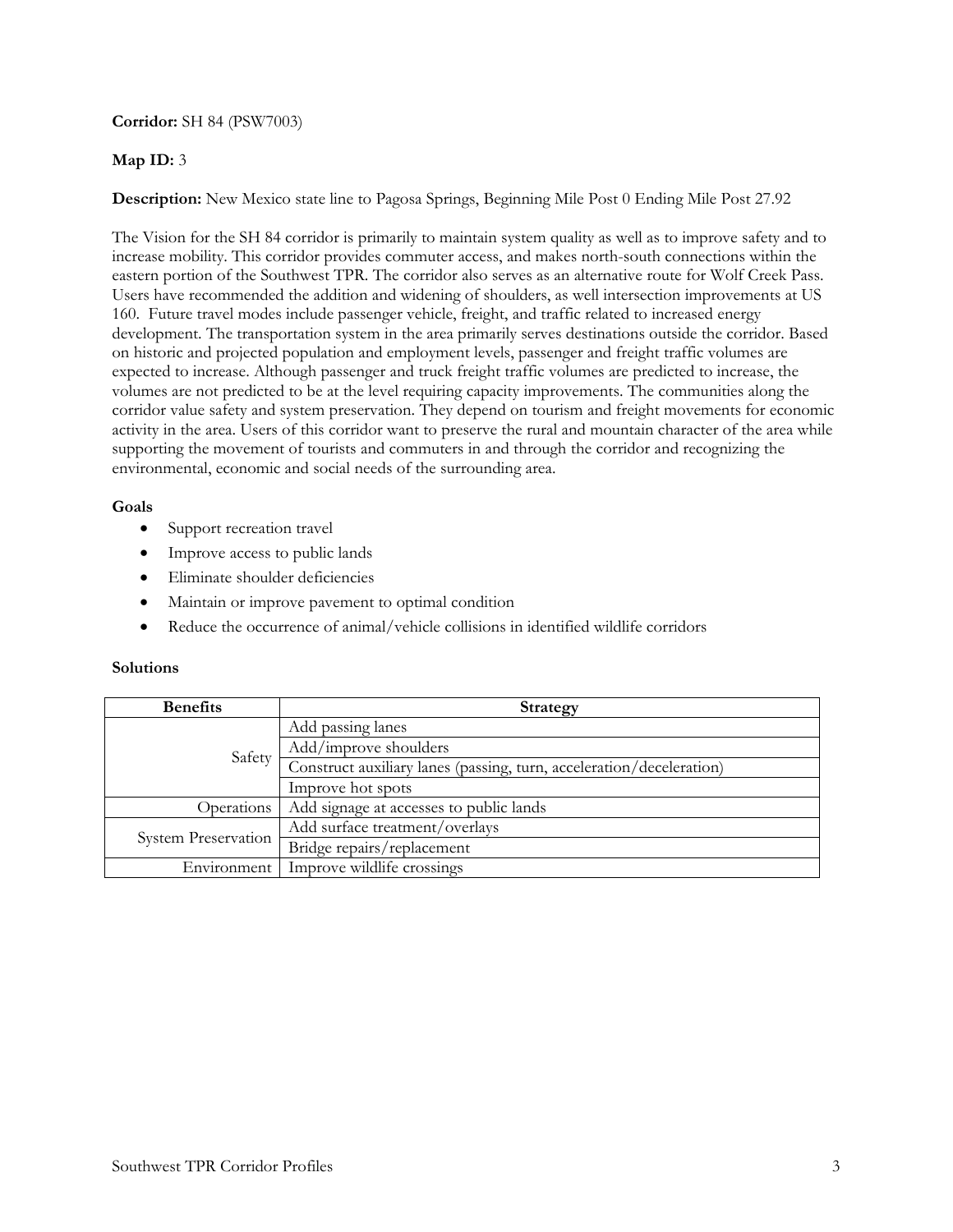**Corridor:** SH 84 (PSW7003)

**Map ID:** 3

**Description:** New Mexico state line to Pagosa Springs, Beginning Mile Post 0 Ending Mile Post 27.92

The Vision for the SH 84 corridor is primarily to maintain system quality as well as to improve safety and to increase mobility. This corridor provides commuter access, and makes north-south connections within the eastern portion of the Southwest TPR. The corridor also serves as an alternative route for Wolf Creek Pass. Users have recommended the addition and widening of shoulders, as well intersection improvements at US 160. Future travel modes include passenger vehicle, freight, and traffic related to increased energy development. The transportation system in the area primarily serves destinations outside the corridor. Based on historic and projected population and employment levels, passenger and freight traffic volumes are expected to increase. Although passenger and truck freight traffic volumes are predicted to increase, the volumes are not predicted to be at the level requiring capacity improvements. The communities along the corridor value safety and system preservation. They depend on tourism and freight movements for economic activity in the area. Users of this corridor want to preserve the rural and mountain character of the area while supporting the movement of tourists and commuters in and through the corridor and recognizing the environmental, economic and social needs of the surrounding area.

**Goals**

- Support recreation travel
- Improve access to public lands
- Eliminate shoulder deficiencies
- Maintain or improve pavement to optimal condition
- Reduce the occurrence of animal/vehicle collisions in identified wildlife corridors

**Solutions**

| Benefits | Strategy |
|---|---|
| Safety | Add passing lanes |
| | Add/improve shoulders |
| | Construct auxiliary lanes (passing, turn, acceleration/deceleration) |
| | Improve hot spots |
| Operations | Add signage at accesses to public lands |
| System Preservation | Add surface treatment/overlays |
| | Bridge repairs/replacement |
| Environment | Improve wildlife crossings |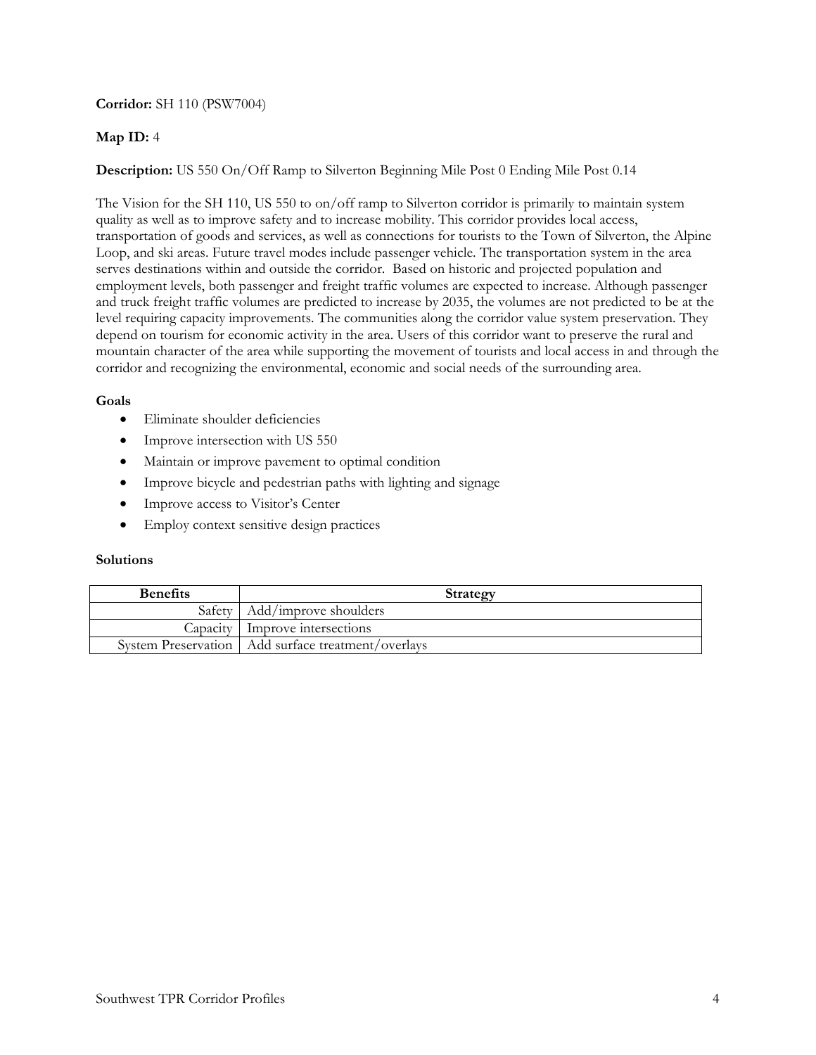**Corridor:** SH 110 (PSW7004)

**Map ID:** 4

**Description:** US 550 On/Off Ramp to Silverton Beginning Mile Post 0 Ending Mile Post 0.14

The Vision for the SH 110, US 550 to on/off ramp to Silverton corridor is primarily to maintain system quality as well as to improve safety and to increase mobility. This corridor provides local access, transportation of goods and services, as well as connections for tourists to the Town of Silverton, the Alpine Loop, and ski areas. Future travel modes include passenger vehicle. The transportation system in the area serves destinations within and outside the corridor. Based on historic and projected population and employment levels, both passenger and freight traffic volumes are expected to increase. Although passenger and truck freight traffic volumes are predicted to increase by 2035, the volumes are not predicted to be at the level requiring capacity improvements. The communities along the corridor value system preservation. They depend on tourism for economic activity in the area. Users of this corridor want to preserve the rural and mountain character of the area while supporting the movement of tourists and local access in and through the corridor and recognizing the environmental, economic and social needs of the surrounding area.

**Goals**

- Eliminate shoulder deficiencies
- Improve intersection with US 550
- Maintain or improve pavement to optimal condition
- Improve bicycle and pedestrian paths with lighting and signage
- Improve access to Visitor's Center
- Employ context sensitive design practices

**Solutions**

| Benefits | Strategy |
|---|---|
| Safety | Add/improve shoulders |
| Capacity | Improve intersections |
| System Preservation | Add surface treatment/overlays |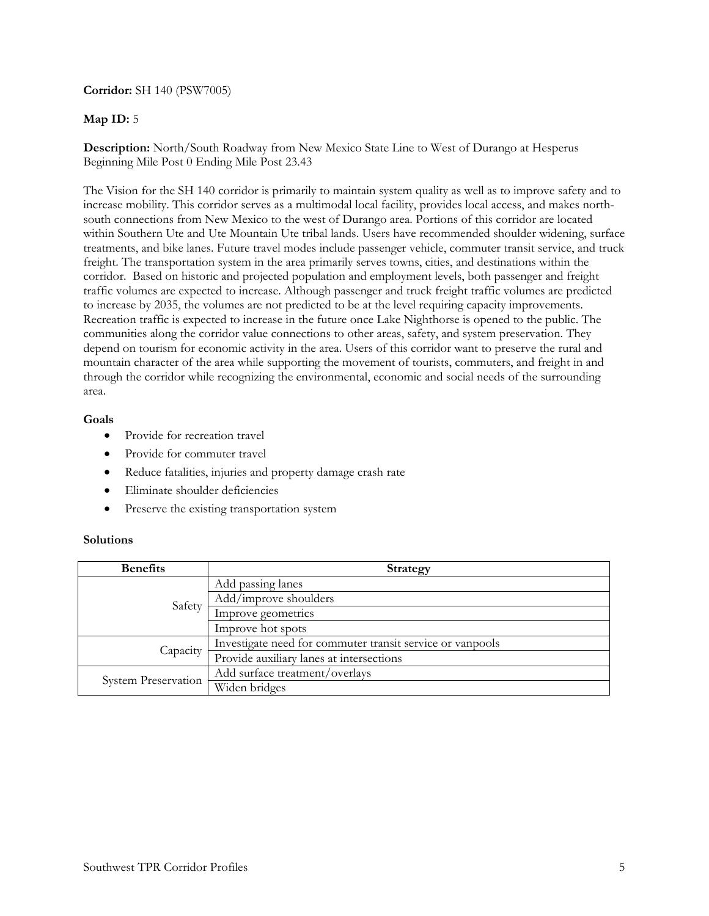**Corridor:** SH 140 (PSW7005)

**Map ID:** 5

**Description:** North/South Roadway from New Mexico State Line to West of Durango at Hesperus Beginning Mile Post 0 Ending Mile Post 23.43

The Vision for the SH 140 corridor is primarily to maintain system quality as well as to improve safety and to increase mobility. This corridor serves as a multimodal local facility, provides local access, and makes north-south connections from New Mexico to the west of Durango area. Portions of this corridor are located within Southern Ute and Ute Mountain Ute tribal lands. Users have recommended shoulder widening, surface treatments, and bike lanes. Future travel modes include passenger vehicle, commuter transit service, and truck freight. The transportation system in the area primarily serves towns, cities, and destinations within the corridor. Based on historic and projected population and employment levels, both passenger and freight traffic volumes are expected to increase. Although passenger and truck freight traffic volumes are predicted to increase by 2035, the volumes are not predicted to be at the level requiring capacity improvements. Recreation traffic is expected to increase in the future once Lake Nighthorse is opened to the public. The communities along the corridor value connections to other areas, safety, and system preservation. They depend on tourism for economic activity in the area. Users of this corridor want to preserve the rural and mountain character of the area while supporting the movement of tourists, commuters, and freight in and through the corridor while recognizing the environmental, economic and social needs of the surrounding area.

**Goals**

- Provide for recreation travel
- Provide for commuter travel
- Reduce fatalities, injuries and property damage crash rate
- Eliminate shoulder deficiencies
- Preserve the existing transportation system

**Solutions**

| Benefits | Strategy |
|---|---|
| Safety | Add passing lanes |
| | Add/improve shoulders |
| | Improve geometrics |
| | Improve hot spots |
| Capacity | Investigate need for commuter transit service or vanpools |
| | Provide auxiliary lanes at intersections |
| System Preservation | Add surface treatment/overlays |
| | Widen bridges |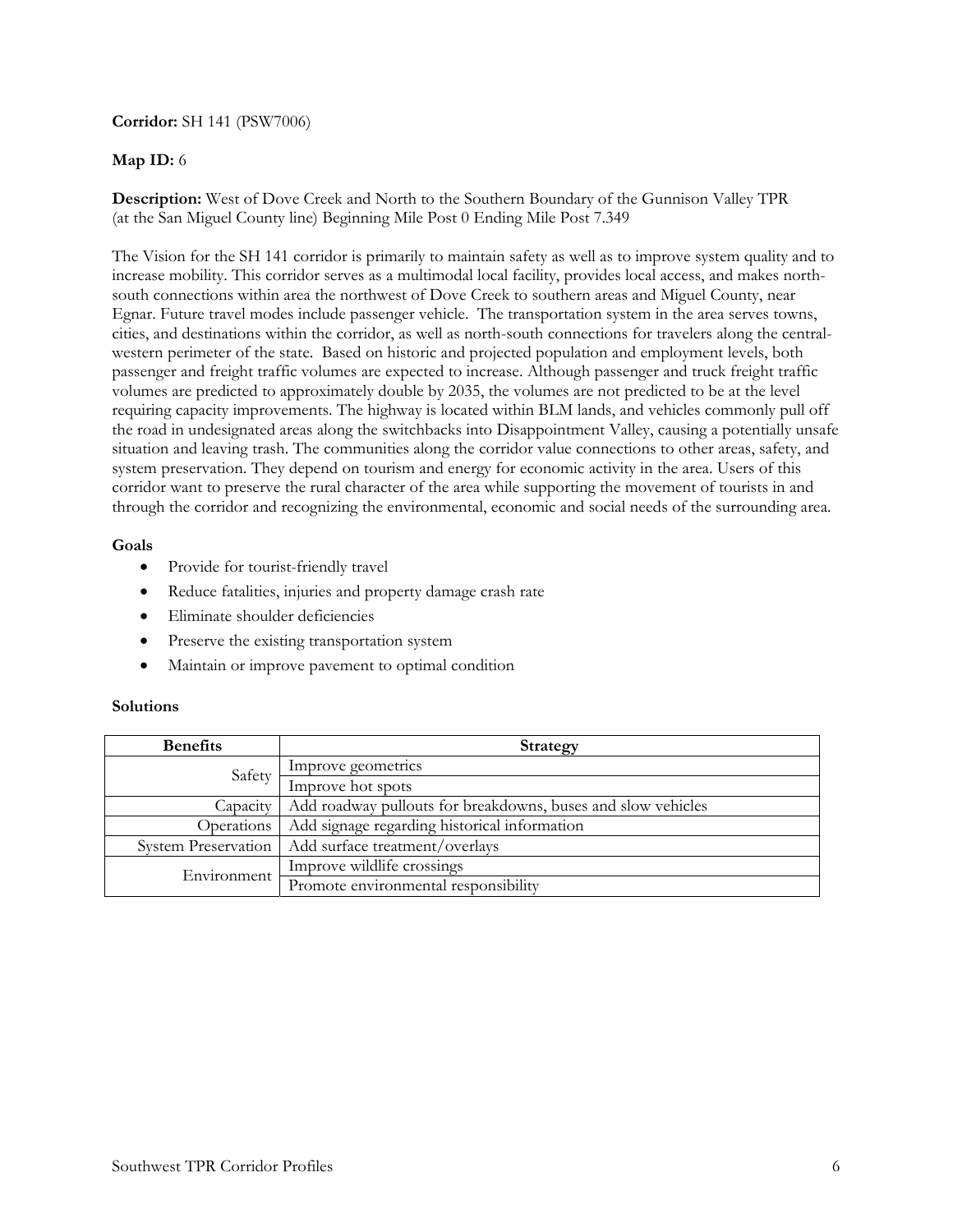**Corridor:** SH 141 (PSW7006)

**Map ID:** 6

**Description:** West of Dove Creek and North to the Southern Boundary of the Gunnison Valley TPR (at the San Miguel County line) Beginning Mile Post 0 Ending Mile Post 7.349

The Vision for the SH 141 corridor is primarily to maintain safety as well as to improve system quality and to increase mobility. This corridor serves as a multimodal local facility, provides local access, and makes north-south connections within area the northwest of Dove Creek to southern areas and Miguel County, near Egnar. Future travel modes include passenger vehicle. The transportation system in the area serves towns, cities, and destinations within the corridor, as well as north-south connections for travelers along the central-western perimeter of the state. Based on historic and projected population and employment levels, both passenger and freight traffic volumes are expected to increase. Although passenger and truck freight traffic volumes are predicted to approximately double by 2035, the volumes are not predicted to be at the level requiring capacity improvements. The highway is located within BLM lands, and vehicles commonly pull off the road in undesignated areas along the switchbacks into Disappointment Valley, causing a potentially unsafe situation and leaving trash. The communities along the corridor value connections to other areas, safety, and system preservation. They depend on tourism and energy for economic activity in the area. Users of this corridor want to preserve the rural character of the area while supporting the movement of tourists in and through the corridor and recognizing the environmental, economic and social needs of the surrounding area.

**Goals**

- Provide for tourist-friendly travel
- Reduce fatalities, injuries and property damage crash rate
- Eliminate shoulder deficiencies
- Preserve the existing transportation system
- Maintain or improve pavement to optimal condition

**Solutions**

| Benefits | Strategy |
|---|---|
| Safety | Improve geometrics |
| | Improve hot spots |
| Capacity | Add roadway pullouts for breakdowns, buses and slow vehicles |
| Operations | Add signage regarding historical information |
| System Preservation | Add surface treatment/overlays |
| Environment | Improve wildlife crossings |
| | Promote environmental responsibility |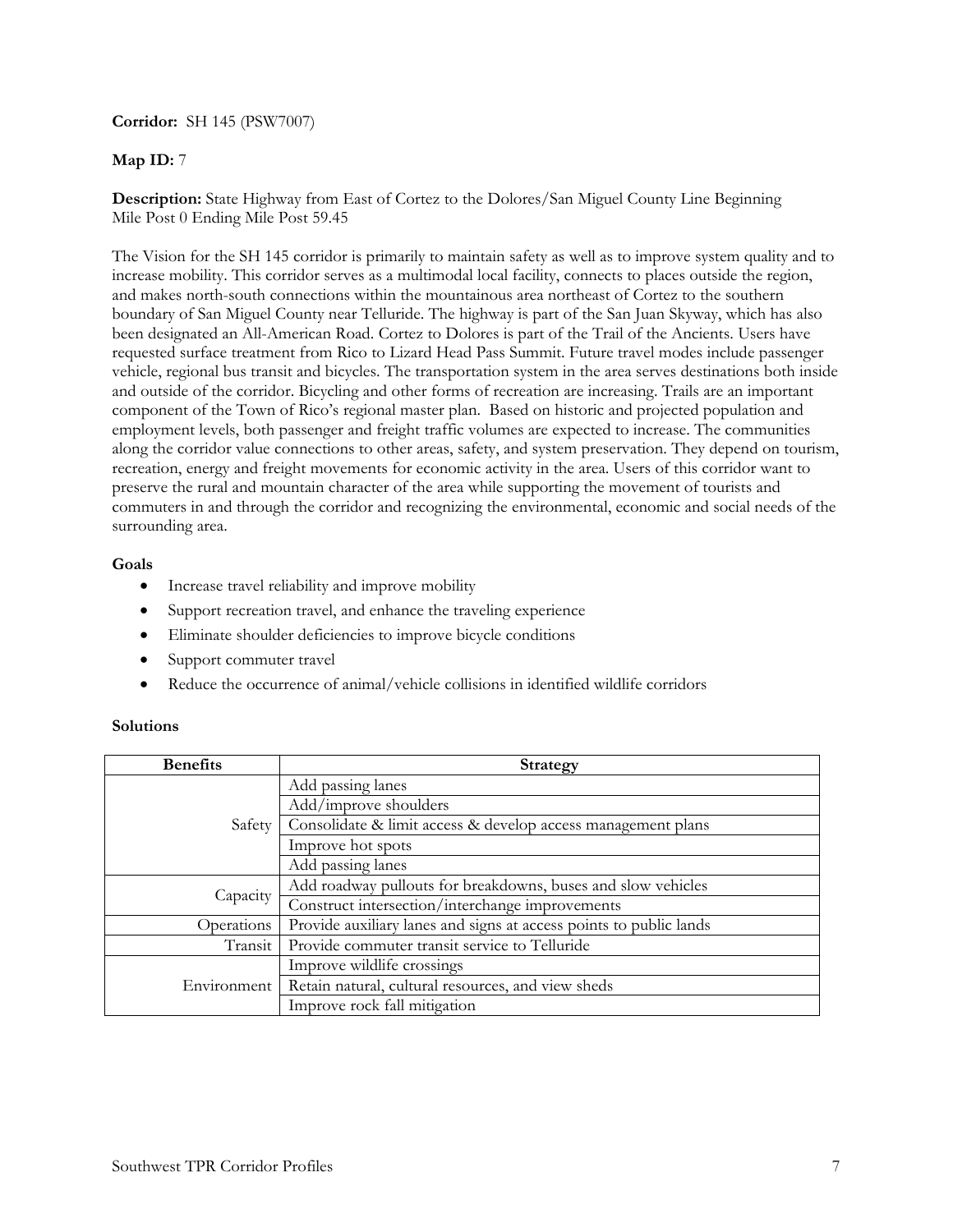**Corridor:** SH 145 (PSW7007)

**Map ID:** 7

**Description:** State Highway from East of Cortez to the Dolores/San Miguel County Line Beginning Mile Post 0 Ending Mile Post 59.45

The Vision for the SH 145 corridor is primarily to maintain safety as well as to improve system quality and to increase mobility. This corridor serves as a multimodal local facility, connects to places outside the region, and makes north-south connections within the mountainous area northeast of Cortez to the southern boundary of San Miguel County near Telluride. The highway is part of the San Juan Skyway, which has also been designated an All-American Road. Cortez to Dolores is part of the Trail of the Ancients. Users have requested surface treatment from Rico to Lizard Head Pass Summit. Future travel modes include passenger vehicle, regional bus transit and bicycles. The transportation system in the area serves destinations both inside and outside of the corridor. Bicycling and other forms of recreation are increasing. Trails are an important component of the Town of Rico's regional master plan. Based on historic and projected population and employment levels, both passenger and freight traffic volumes are expected to increase. The communities along the corridor value connections to other areas, safety, and system preservation. They depend on tourism, recreation, energy and freight movements for economic activity in the area. Users of this corridor want to preserve the rural and mountain character of the area while supporting the movement of tourists and commuters in and through the corridor and recognizing the environmental, economic and social needs of the surrounding area.

**Goals**

- Increase travel reliability and improve mobility
- Support recreation travel, and enhance the traveling experience
- Eliminate shoulder deficiencies to improve bicycle conditions
- Support commuter travel
- Reduce the occurrence of animal/vehicle collisions in identified wildlife corridors

**Solutions**

| Benefits | Strategy |
|---|---|
| Safety | Add passing lanes |
| | Add/improve shoulders |
| | Consolidate & limit access & develop access management plans |
| | Improve hot spots |
| | Add passing lanes |
| Capacity | Add roadway pullouts for breakdowns, buses and slow vehicles |
| | Construct intersection/interchange improvements |
| Operations | Provide auxiliary lanes and signs at access points to public lands |
| Transit | Provide commuter transit service to Telluride |
| Environment | Improve wildlife crossings |
| | Retain natural, cultural resources, and view sheds |
| | Improve rock fall mitigation |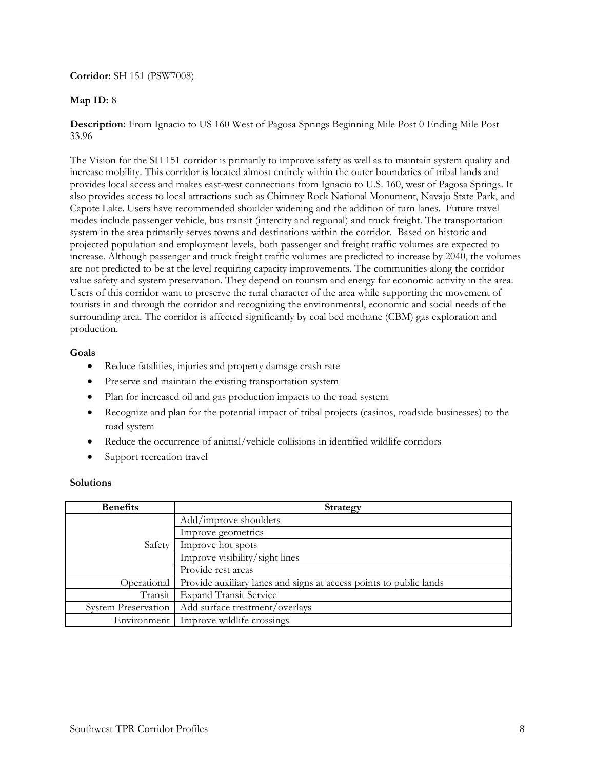**Corridor:** SH 151 (PSW7008)

**Map ID:** 8

**Description:** From Ignacio to US 160 West of Pagosa Springs Beginning Mile Post 0 Ending Mile Post 33.96

The Vision for the SH 151 corridor is primarily to improve safety as well as to maintain system quality and increase mobility. This corridor is located almost entirely within the outer boundaries of tribal lands and provides local access and makes east-west connections from Ignacio to U.S. 160, west of Pagosa Springs. It also provides access to local attractions such as Chimney Rock National Monument, Navajo State Park, and Capote Lake. Users have recommended shoulder widening and the addition of turn lanes. Future travel modes include passenger vehicle, bus transit (intercity and regional) and truck freight. The transportation system in the area primarily serves towns and destinations within the corridor. Based on historic and projected population and employment levels, both passenger and freight traffic volumes are expected to increase. Although passenger and truck freight traffic volumes are predicted to increase by 2040, the volumes are not predicted to be at the level requiring capacity improvements. The communities along the corridor value safety and system preservation. They depend on tourism and energy for economic activity in the area. Users of this corridor want to preserve the rural character of the area while supporting the movement of tourists in and through the corridor and recognizing the environmental, economic and social needs of the surrounding area. The corridor is affected significantly by coal bed methane (CBM) gas exploration and production.

**Goals**

- Reduce fatalities, injuries and property damage crash rate
- Preserve and maintain the existing transportation system
- Plan for increased oil and gas production impacts to the road system
- Recognize and plan for the potential impact of tribal projects (casinos, roadside businesses) to the road system
- Reduce the occurrence of animal/vehicle collisions in identified wildlife corridors
- Support recreation travel

**Solutions**

| Benefits | Strategy |
|---|---|
| Safety | Add/improve shoulders |
| | Improve geometrics |
| | Improve hot spots |
| | Improve visibility/sight lines |
| | Provide rest areas |
| Operational | Provide auxiliary lanes and signs at access points to public lands |
| Transit | Expand Transit Service |
| System Preservation | Add surface treatment/overlays |
| Environment | Improve wildlife crossings |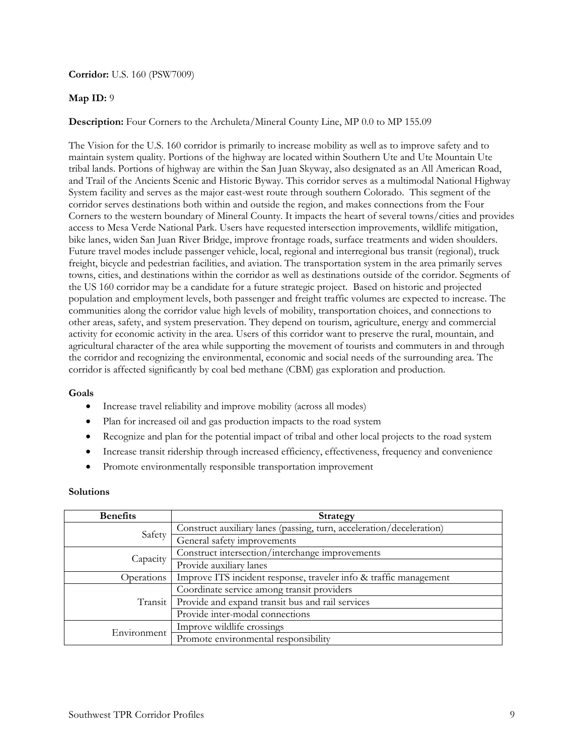**Corridor:** U.S. 160 (PSW7009)

**Map ID:** 9

**Description:** Four Corners to the Archuleta/Mineral County Line, MP 0.0 to MP 155.09

The Vision for the U.S. 160 corridor is primarily to increase mobility as well as to improve safety and to maintain system quality. Portions of the highway are located within Southern Ute and Ute Mountain Ute tribal lands. Portions of highway are within the San Juan Skyway, also designated as an All American Road, and Trail of the Ancients Scenic and Historic Byway. This corridor serves as a multimodal National Highway System facility and serves as the major east-west route through southern Colorado. This segment of the corridor serves destinations both within and outside the region, and makes connections from the Four Corners to the western boundary of Mineral County. It impacts the heart of several towns/cities and provides access to Mesa Verde National Park. Users have requested intersection improvements, wildlife mitigation, bike lanes, widen San Juan River Bridge, improve frontage roads, surface treatments and widen shoulders. Future travel modes include passenger vehicle, local, regional and interregional bus transit (regional), truck freight, bicycle and pedestrian facilities, and aviation. The transportation system in the area primarily serves towns, cities, and destinations within the corridor as well as destinations outside of the corridor. Segments of the US 160 corridor may be a candidate for a future strategic project. Based on historic and projected population and employment levels, both passenger and freight traffic volumes are expected to increase. The communities along the corridor value high levels of mobility, transportation choices, and connections to other areas, safety, and system preservation. They depend on tourism, agriculture, energy and commercial activity for economic activity in the area. Users of this corridor want to preserve the rural, mountain, and agricultural character of the area while supporting the movement of tourists and commuters in and through the corridor and recognizing the environmental, economic and social needs of the surrounding area. The corridor is affected significantly by coal bed methane (CBM) gas exploration and production.

**Goals**

- Increase travel reliability and improve mobility (across all modes)
- Plan for increased oil and gas production impacts to the road system
- Recognize and plan for the potential impact of tribal and other local projects to the road system
- Increase transit ridership through increased efficiency, effectiveness, frequency and convenience
- Promote environmentally responsible transportation improvement

**Solutions**

| Benefits | Strategy |
|---|---|
| Safety | Construct auxiliary lanes (passing, turn, acceleration/deceleration) |
| | General safety improvements |
| Capacity | Construct intersection/interchange improvements |
| | Provide auxiliary lanes |
| Operations | Improve ITS incident response, traveler info & traffic management |
| Transit | Coordinate service among transit providers |
| | Provide and expand transit bus and rail services |
| | Provide inter-modal connections |
| Environment | Improve wildlife crossings |
| | Promote environmental responsibility |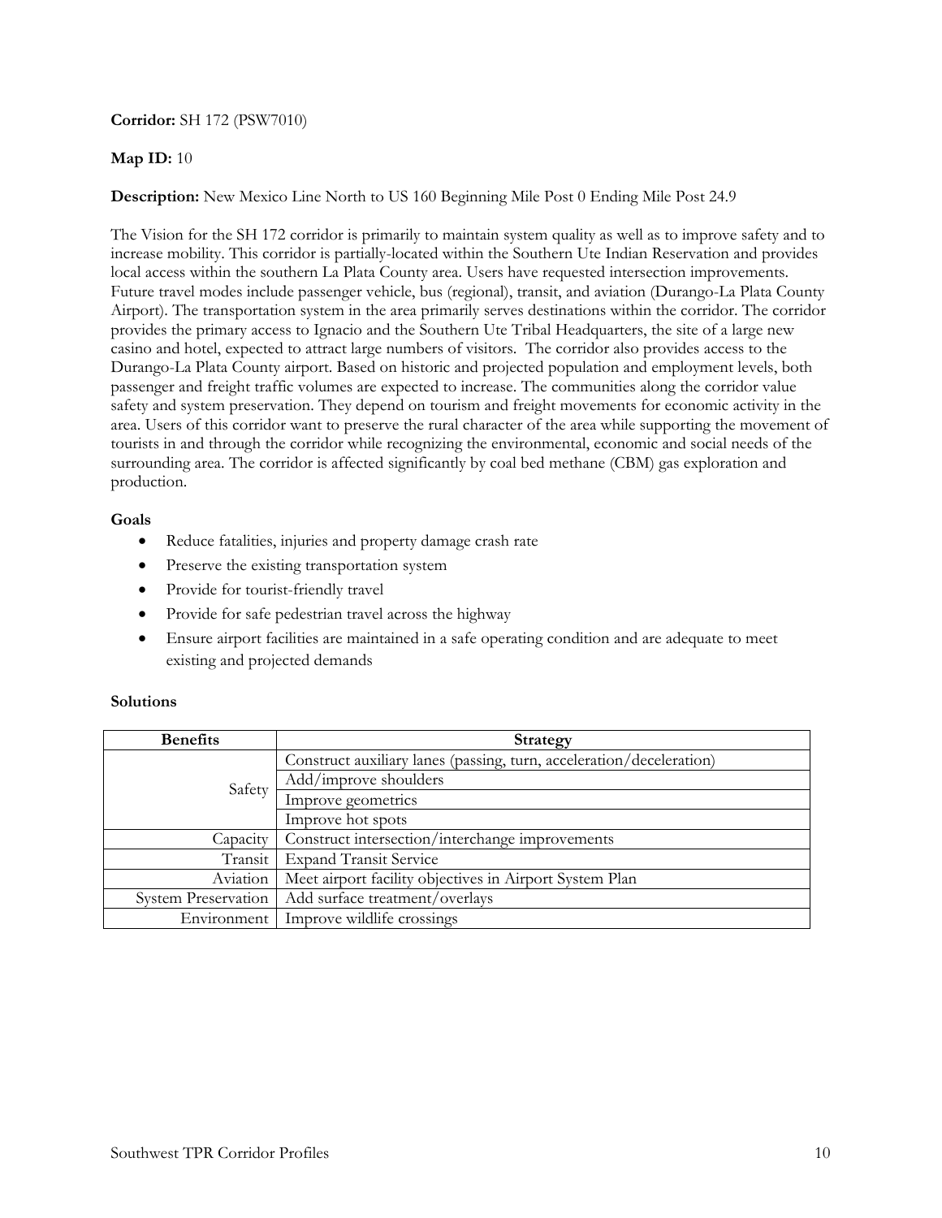**Corridor:** SH 172 (PSW7010)

**Map ID:** 10

**Description:** New Mexico Line North to US 160 Beginning Mile Post 0 Ending Mile Post 24.9

The Vision for the SH 172 corridor is primarily to maintain system quality as well as to improve safety and to increase mobility. This corridor is partially-located within the Southern Ute Indian Reservation and provides local access within the southern La Plata County area. Users have requested intersection improvements. Future travel modes include passenger vehicle, bus (regional), transit, and aviation (Durango-La Plata County Airport). The transportation system in the area primarily serves destinations within the corridor. The corridor provides the primary access to Ignacio and the Southern Ute Tribal Headquarters, the site of a large new casino and hotel, expected to attract large numbers of visitors. The corridor also provides access to the Durango-La Plata County airport. Based on historic and projected population and employment levels, both passenger and freight traffic volumes are expected to increase. The communities along the corridor value safety and system preservation. They depend on tourism and freight movements for economic activity in the area. Users of this corridor want to preserve the rural character of the area while supporting the movement of tourists in and through the corridor while recognizing the environmental, economic and social needs of the surrounding area. The corridor is affected significantly by coal bed methane (CBM) gas exploration and production.

**Goals**

- Reduce fatalities, injuries and property damage crash rate
- Preserve the existing transportation system
- Provide for tourist-friendly travel
- Provide for safe pedestrian travel across the highway
- Ensure airport facilities are maintained in a safe operating condition and are adequate to meet existing and projected demands

**Solutions**

| Benefits | Strategy |
|---|---|
| Safety | Construct auxiliary lanes (passing, turn, acceleration/deceleration) |
| | Add/improve shoulders |
| | Improve geometrics |
| | Improve hot spots |
| Capacity | Construct intersection/interchange improvements |
| Transit | Expand Transit Service |
| Aviation | Meet airport facility objectives in Airport System Plan |
| System Preservation | Add surface treatment/overlays |
| Environment | Improve wildlife crossings |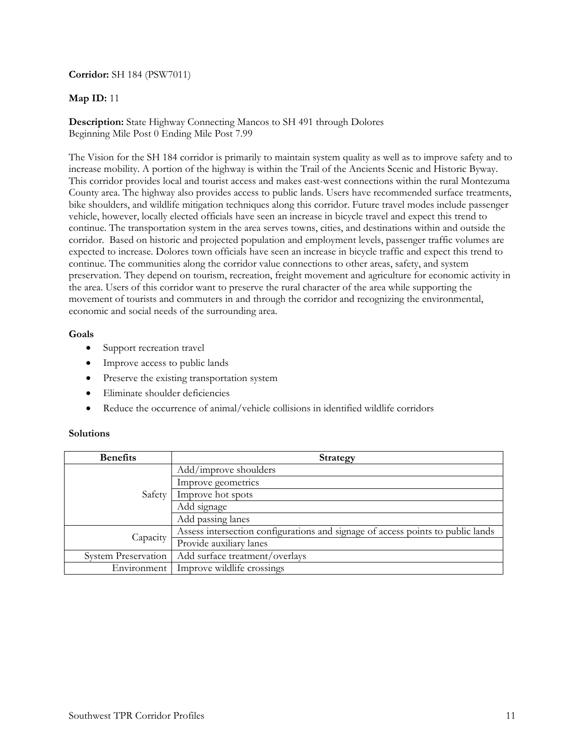**Corridor:** SH 184 (PSW7011)

**Map ID:** 11

**Description:** State Highway Connecting Mancos to SH 491 through Dolores
Beginning Mile Post 0 Ending Mile Post 7.99

The Vision for the SH 184 corridor is primarily to maintain system quality as well as to improve safety and to increase mobility. A portion of the highway is within the Trail of the Ancients Scenic and Historic Byway. This corridor provides local and tourist access and makes east-west connections within the rural Montezuma County area. The highway also provides access to public lands. Users have recommended surface treatments, bike shoulders, and wildlife mitigation techniques along this corridor. Future travel modes include passenger vehicle, however, locally elected officials have seen an increase in bicycle travel and expect this trend to continue. The transportation system in the area serves towns, cities, and destinations within and outside the corridor. Based on historic and projected population and employment levels, passenger traffic volumes are expected to increase. Dolores town officials have seen an increase in bicycle traffic and expect this trend to continue. The communities along the corridor value connections to other areas, safety, and system preservation. They depend on tourism, recreation, freight movement and agriculture for economic activity in the area. Users of this corridor want to preserve the rural character of the area while supporting the movement of tourists and commuters in and through the corridor and recognizing the environmental, economic and social needs of the surrounding area.

**Goals**

- Support recreation travel
- Improve access to public lands
- Preserve the existing transportation system
- Eliminate shoulder deficiencies
- Reduce the occurrence of animal/vehicle collisions in identified wildlife corridors

**Solutions**

| Benefits | Strategy |
|---|---|
| Safety | Add/improve shoulders |
| | Improve geometrics |
| | Improve hot spots |
| | Add signage |
| | Add passing lanes |
| Capacity | Assess intersection configurations and signage of access points to public lands |
| | Provide auxiliary lanes |
| System Preservation | Add surface treatment/overlays |
| Environment | Improve wildlife crossings |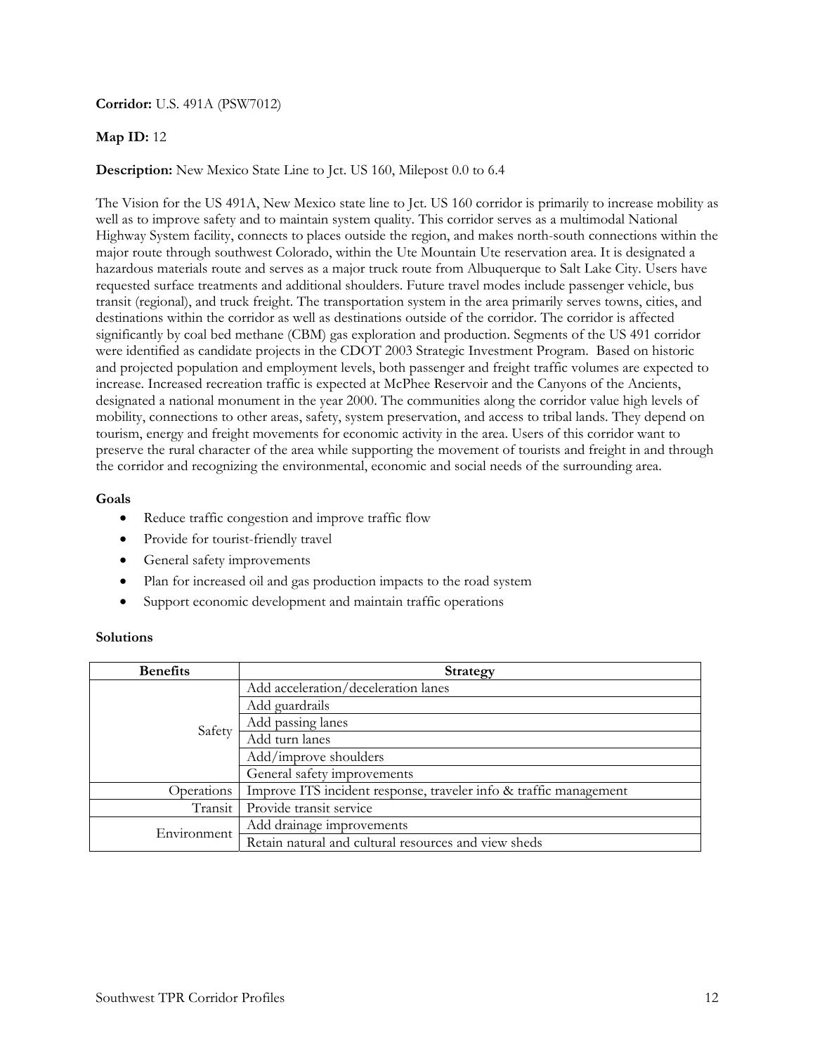**Corridor:** U.S. 491A (PSW7012)

**Map ID:** 12

**Description:** New Mexico State Line to Jct. US 160, Milepost 0.0 to 6.4

The Vision for the US 491A, New Mexico state line to Jct. US 160 corridor is primarily to increase mobility as well as to improve safety and to maintain system quality. This corridor serves as a multimodal National Highway System facility, connects to places outside the region, and makes north-south connections within the major route through southwest Colorado, within the Ute Mountain Ute reservation area. It is designated a hazardous materials route and serves as a major truck route from Albuquerque to Salt Lake City. Users have requested surface treatments and additional shoulders. Future travel modes include passenger vehicle, bus transit (regional), and truck freight. The transportation system in the area primarily serves towns, cities, and destinations within the corridor as well as destinations outside of the corridor. The corridor is affected significantly by coal bed methane (CBM) gas exploration and production. Segments of the US 491 corridor were identified as candidate projects in the CDOT 2003 Strategic Investment Program. Based on historic and projected population and employment levels, both passenger and freight traffic volumes are expected to increase. Increased recreation traffic is expected at McPhee Reservoir and the Canyons of the Ancients, designated a national monument in the year 2000. The communities along the corridor value high levels of mobility, connections to other areas, safety, system preservation, and access to tribal lands. They depend on tourism, energy and freight movements for economic activity in the area. Users of this corridor want to preserve the rural character of the area while supporting the movement of tourists and freight in and through the corridor and recognizing the environmental, economic and social needs of the surrounding area.

**Goals**

- Reduce traffic congestion and improve traffic flow
- Provide for tourist-friendly travel
- General safety improvements
- Plan for increased oil and gas production impacts to the road system
- Support economic development and maintain traffic operations

**Solutions**

| Benefits | Strategy |
|---|---|
| Safety | Add acceleration/deceleration lanes |
| | Add guardrails |
| | Add passing lanes |
| | Add turn lanes |
| | Add/improve shoulders |
| | General safety improvements |
| Operations | Improve ITS incident response, traveler info & traffic management |
| Transit | Provide transit service |
| Environment | Add drainage improvements |
| | Retain natural and cultural resources and view sheds |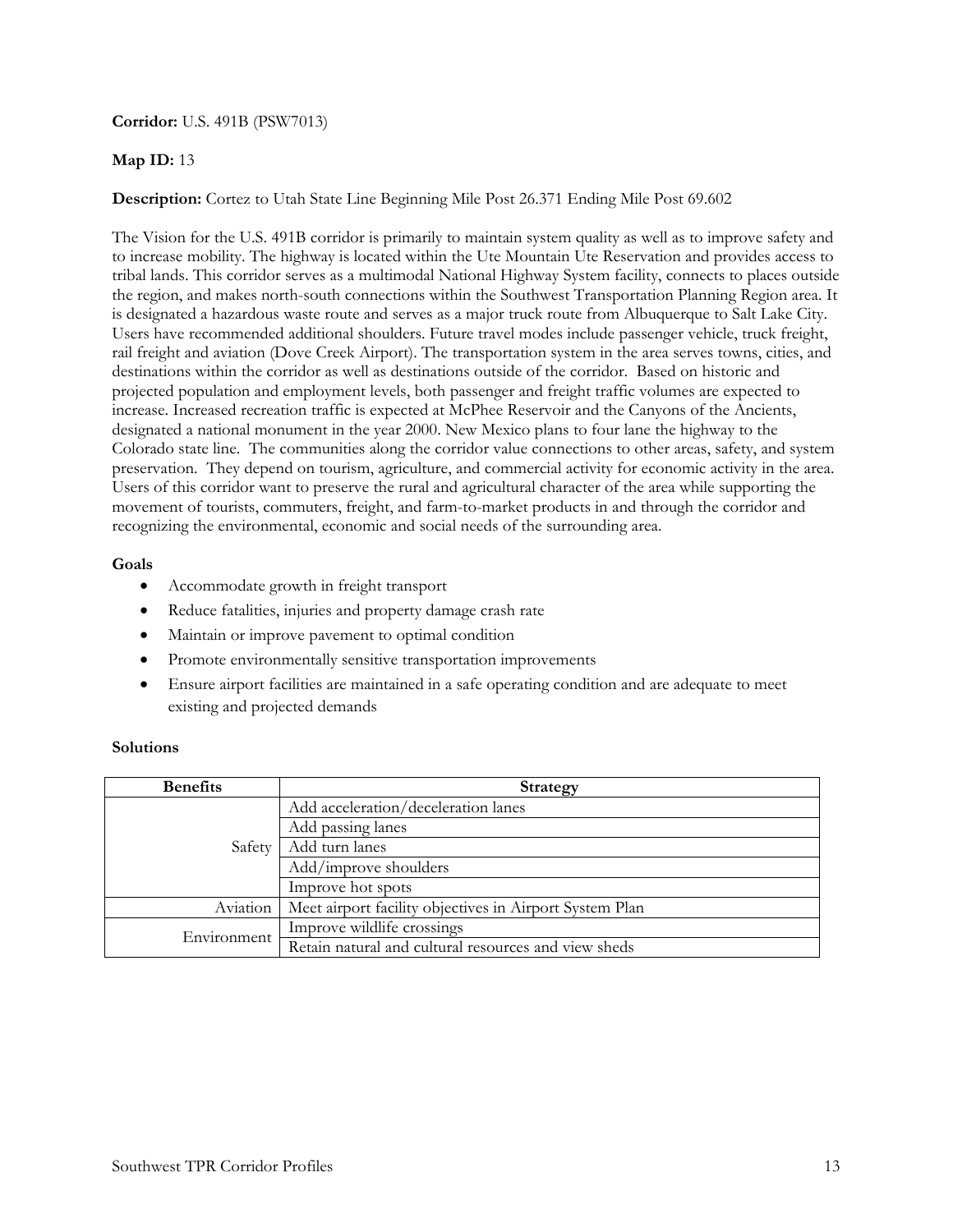**Corridor:** U.S. 491B (PSW7013)

**Map ID:** 13

**Description:** Cortez to Utah State Line Beginning Mile Post 26.371 Ending Mile Post 69.602

The Vision for the U.S. 491B corridor is primarily to maintain system quality as well as to improve safety and to increase mobility. The highway is located within the Ute Mountain Ute Reservation and provides access to tribal lands. This corridor serves as a multimodal National Highway System facility, connects to places outside the region, and makes north-south connections within the Southwest Transportation Planning Region area. It is designated a hazardous waste route and serves as a major truck route from Albuquerque to Salt Lake City. Users have recommended additional shoulders. Future travel modes include passenger vehicle, truck freight, rail freight and aviation (Dove Creek Airport). The transportation system in the area serves towns, cities, and destinations within the corridor as well as destinations outside of the corridor. Based on historic and projected population and employment levels, both passenger and freight traffic volumes are expected to increase. Increased recreation traffic is expected at McPhee Reservoir and the Canyons of the Ancients, designated a national monument in the year 2000. New Mexico plans to four lane the highway to the Colorado state line. The communities along the corridor value connections to other areas, safety, and system preservation. They depend on tourism, agriculture, and commercial activity for economic activity in the area. Users of this corridor want to preserve the rural and agricultural character of the area while supporting the movement of tourists, commuters, freight, and farm-to-market products in and through the corridor and recognizing the environmental, economic and social needs of the surrounding area.

**Goals**

- Accommodate growth in freight transport
- Reduce fatalities, injuries and property damage crash rate
- Maintain or improve pavement to optimal condition
- Promote environmentally sensitive transportation improvements
- Ensure airport facilities are maintained in a safe operating condition and are adequate to meet existing and projected demands

**Solutions**

| Benefits | Strategy |
|---|---|
| Safety | Add acceleration/deceleration lanes |
| | Add passing lanes |
| | Add turn lanes |
| | Add/improve shoulders |
| | Improve hot spots |
| Aviation | Meet airport facility objectives in Airport System Plan |
| Environment | Improve wildlife crossings |
| | Retain natural and cultural resources and view sheds |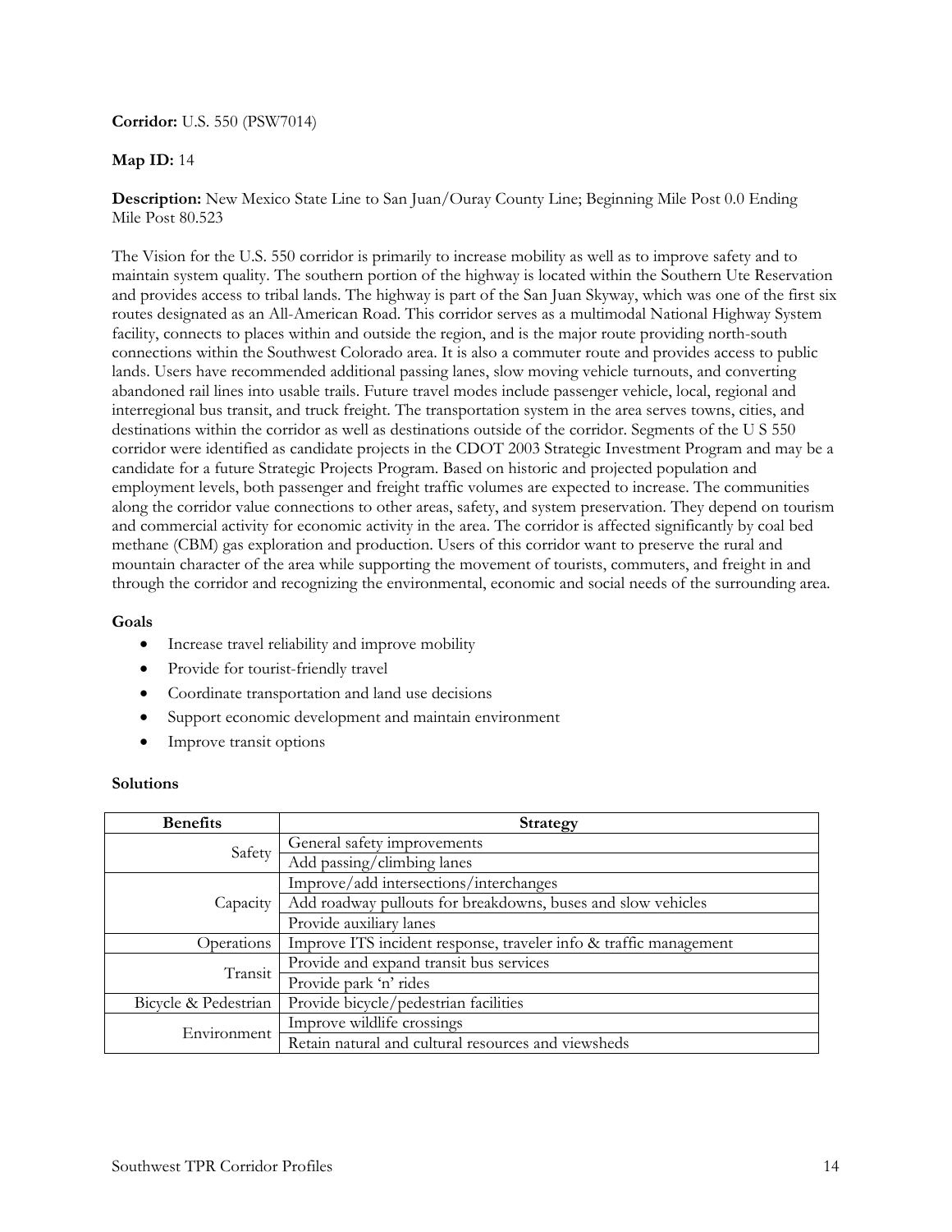**Corridor:** U.S. 550 (PSW7014)

**Map ID:** 14

**Description:** New Mexico State Line to San Juan/Ouray County Line; Beginning Mile Post 0.0 Ending Mile Post 80.523

The Vision for the U.S. 550 corridor is primarily to increase mobility as well as to improve safety and to maintain system quality. The southern portion of the highway is located within the Southern Ute Reservation and provides access to tribal lands. The highway is part of the San Juan Skyway, which was one of the first six routes designated as an All-American Road. This corridor serves as a multimodal National Highway System facility, connects to places within and outside the region, and is the major route providing north-south connections within the Southwest Colorado area. It is also a commuter route and provides access to public lands. Users have recommended additional passing lanes, slow moving vehicle turnouts, and converting abandoned rail lines into usable trails. Future travel modes include passenger vehicle, local, regional and interregional bus transit, and truck freight. The transportation system in the area serves towns, cities, and destinations within the corridor as well as destinations outside of the corridor. Segments of the U S 550 corridor were identified as candidate projects in the CDOT 2003 Strategic Investment Program and may be a candidate for a future Strategic Projects Program. Based on historic and projected population and employment levels, both passenger and freight traffic volumes are expected to increase. The communities along the corridor value connections to other areas, safety, and system preservation. They depend on tourism and commercial activity for economic activity in the area. The corridor is affected significantly by coal bed methane (CBM) gas exploration and production. Users of this corridor want to preserve the rural and mountain character of the area while supporting the movement of tourists, commuters, and freight in and through the corridor and recognizing the environmental, economic and social needs of the surrounding area.

**Goals**

- Increase travel reliability and improve mobility
- Provide for tourist-friendly travel
- Coordinate transportation and land use decisions
- Support economic development and maintain environment
- Improve transit options

**Solutions**

| Benefits | Strategy |
|---|---|
| Safety | General safety improvements |
| | Add passing/climbing lanes |
| Capacity | Improve/add intersections/interchanges |
| | Add roadway pullouts for breakdowns, buses and slow vehicles |
| | Provide auxiliary lanes |
| Operations | Improve ITS incident response, traveler info & traffic management |
| Transit | Provide and expand transit bus services |
| | Provide park 'n' rides |
| Bicycle & Pedestrian | Provide bicycle/pedestrian facilities |
| Environment | Improve wildlife crossings |
| | Retain natural and cultural resources and viewsheds |